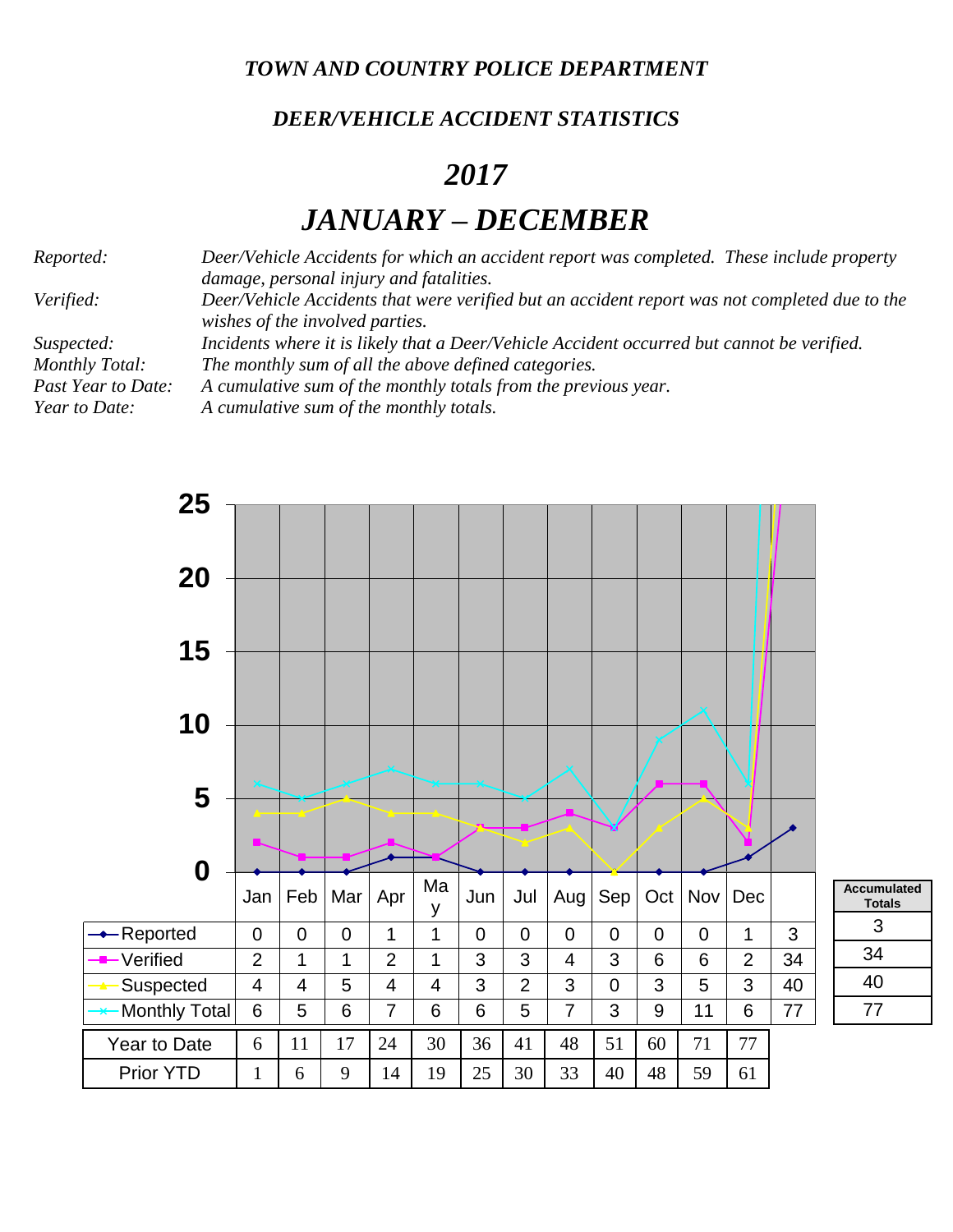***TOWN AND COUNTRY POLICE DEPARTMENT***

***DEER/VEHICLE ACCIDENT STATISTICS***

# *2017*

# *JANUARY – DECEMBER*

| | |
|---|---|
| *Reported:* | *Deer/Vehicle Accidents for which an accident report was completed. These include property damage, personal injury and fatalities.* |
| *Verified:* | *Deer/Vehicle Accidents that were verified but an accident report was not completed due to the wishes of the involved parties.* |
| *Suspected:* | *Incidents where it is likely that a Deer/Vehicle Accident occurred but cannot be verified.* |
| *Monthly Total:* | *The monthly sum of all the above defined categories.* |
| *Past Year to Date:* | *A cumulative sum of the monthly totals from the previous year.* |
| *Year to Date:* | *A cumulative sum of the monthly totals.* |

| | Jan | Feb | Mar | Apr | May | Jun | Jul | Aug | Sep | Oct | Nov | Dec | | Accumulated Totals |
|---|---|---|---|---|---|---|---|---|---|---|---|---|---|---|
| Reported | 0 | 0 | 0 | 1 | 1 | 0 | 0 | 0 | 0 | 0 | 0 | 1 | 3 | 3 |
| Verified | 2 | 1 | 1 | 2 | 1 | 3 | 3 | 4 | 3 | 6 | 6 | 2 | 34 | 34 |
| Suspected | 4 | 4 | 5 | 4 | 4 | 3 | 2 | 3 | 0 | 3 | 5 | 3 | 40 | 40 |
| Monthly Total | 6 | 5 | 6 | 7 | 6 | 6 | 5 | 7 | 3 | 9 | 11 | 6 | 77 | 77 |

| | Jan | Feb | Mar | Apr | May | Jun | Jul | Aug | Sep | Oct | Nov | Dec |
|---|---|---|---|---|---|---|---|---|---|---|---|---|
| Year to Date | 6 | 11 | 17 | 24 | 30 | 36 | 41 | 48 | 51 | 60 | 71 | 77 |
| Prior YTD | 1 | 6 | 9 | 14 | 19 | 25 | 30 | 33 | 40 | 48 | 59 | 61 |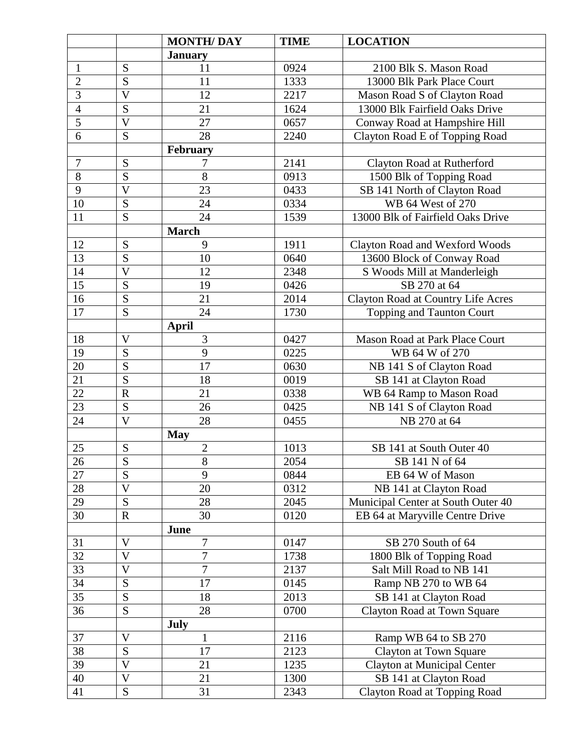| | | MONTH/ DAY | TIME | LOCATION |
|---|---|---|---|---|
| | | **January** | | |
| 1 | S | 11 | 0924 | 2100 Blk S. Mason Road |
| 2 | S | 11 | 1333 | 13000 Blk Park Place Court |
| 3 | V | 12 | 2217 | Mason Road S of Clayton Road |
| 4 | S | 21 | 1624 | 13000 Blk Fairfield Oaks Drive |
| 5 | V | 27 | 0657 | Conway Road at Hampshire Hill |
| 6 | S | 28 | 2240 | Clayton Road E of Topping Road |
| | | **February** | | |
| 7 | S | 7 | 2141 | Clayton Road at Rutherford |
| 8 | S | 8 | 0913 | 1500 Blk of Topping Road |
| 9 | V | 23 | 0433 | SB 141 North of Clayton Road |
| 10 | S | 24 | 0334 | WB 64 West of 270 |
| 11 | S | 24 | 1539 | 13000 Blk of Fairfield Oaks Drive |
| | | **March** | | |
| 12 | S | 9 | 1911 | Clayton Road and Wexford Woods |
| 13 | S | 10 | 0640 | 13600 Block of Conway Road |
| 14 | V | 12 | 2348 | S Woods Mill at Manderleigh |
| 15 | S | 19 | 0426 | SB 270 at 64 |
| 16 | S | 21 | 2014 | Clayton Road at Country Life Acres |
| 17 | S | 24 | 1730 | Topping and Taunton Court |
| | | **April** | | |
| 18 | V | 3 | 0427 | Mason Road at Park Place Court |
| 19 | S | 9 | 0225 | WB 64 W of 270 |
| 20 | S | 17 | 0630 | NB 141 S of Clayton Road |
| 21 | S | 18 | 0019 | SB 141 at Clayton Road |
| 22 | R | 21 | 0338 | WB 64 Ramp to Mason Road |
| 23 | S | 26 | 0425 | NB 141 S of Clayton Road |
| 24 | V | 28 | 0455 | NB 270 at 64 |
| | | **May** | | |
| 25 | S | 2 | 1013 | SB 141 at South Outer 40 |
| 26 | S | 8 | 2054 | SB 141 N of 64 |
| 27 | S | 9 | 0844 | EB 64 W of Mason |
| 28 | V | 20 | 0312 | NB 141 at Clayton Road |
| 29 | S | 28 | 2045 | Municipal Center at South Outer 40 |
| 30 | R | 30 | 0120 | EB 64 at Maryville Centre Drive |
| | | **June** | | |
| 31 | V | 7 | 0147 | SB 270 South of 64 |
| 32 | V | 7 | 1738 | 1800 Blk of Topping Road |
| 33 | V | 7 | 2137 | Salt Mill Road to NB 141 |
| 34 | S | 17 | 0145 | Ramp NB 270 to WB 64 |
| 35 | S | 18 | 2013 | SB 141 at Clayton Road |
| 36 | S | 28 | 0700 | Clayton Road at Town Square |
| | | **July** | | |
| 37 | V | 1 | 2116 | Ramp WB 64 to SB 270 |
| 38 | S | 17 | 2123 | Clayton at Town Square |
| 39 | V | 21 | 1235 | Clayton at Municipal Center |
| 40 | V | 21 | 1300 | SB 141 at Clayton Road |
| 41 | S | 31 | 2343 | Clayton Road at Topping Road |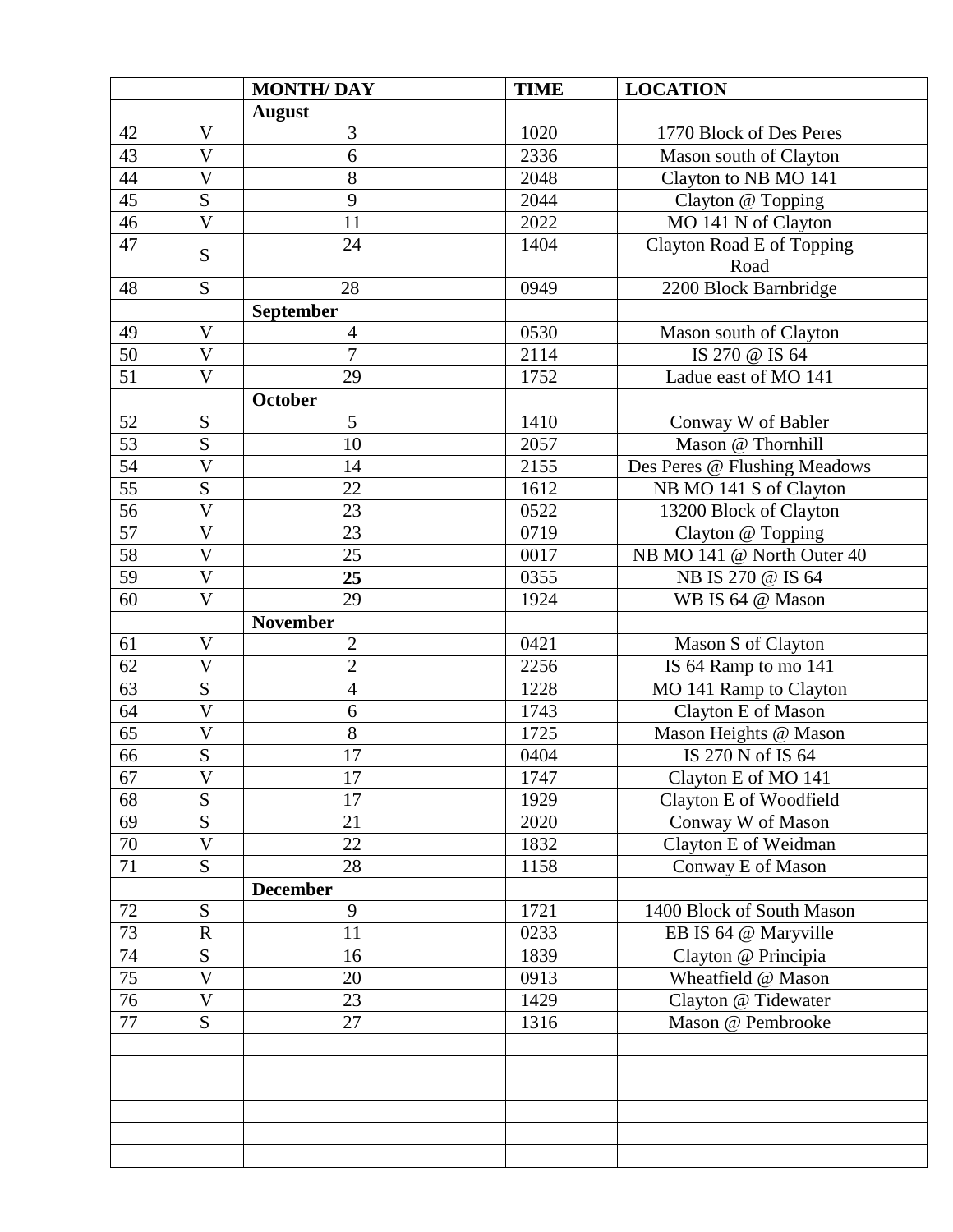| | | MONTH/ DAY | TIME | LOCATION |
|---|---|---|---|---|
| | | **August** | | |
| 42 | V | 3 | 1020 | 1770 Block of Des Peres |
| 43 | V | 6 | 2336 | Mason south of Clayton |
| 44 | V | 8 | 2048 | Clayton to NB MO 141 |
| 45 | S | 9 | 2044 | Clayton @ Topping |
| 46 | V | 11 | 2022 | MO 141 N of Clayton |
| 47 | S | 24 | 1404 | Clayton Road E of Topping Road |
| 48 | S | 28 | 0949 | 2200 Block Barnbridge |
| | | **September** | | |
| 49 | V | 4 | 0530 | Mason south of Clayton |
| 50 | V | 7 | 2114 | IS 270 @ IS 64 |
| 51 | V | 29 | 1752 | Ladue east of MO 141 |
| | | **October** | | |
| 52 | S | 5 | 1410 | Conway W of Babler |
| 53 | S | 10 | 2057 | Mason @ Thornhill |
| 54 | V | 14 | 2155 | Des Peres @ Flushing Meadows |
| 55 | S | 22 | 1612 | NB MO 141 S of Clayton |
| 56 | V | 23 | 0522 | 13200 Block of Clayton |
| 57 | V | 23 | 0719 | Clayton @ Topping |
| 58 | V | 25 | 0017 | NB MO 141 @ North Outer 40 |
| 59 | V | **25** | 0355 | NB IS 270 @ IS 64 |
| 60 | V | 29 | 1924 | WB IS 64 @ Mason |
| | | **November** | | |
| 61 | V | 2 | 0421 | Mason S of Clayton |
| 62 | V | 2 | 2256 | IS 64 Ramp to mo 141 |
| 63 | S | 4 | 1228 | MO 141 Ramp to Clayton |
| 64 | V | 6 | 1743 | Clayton E of Mason |
| 65 | V | 8 | 1725 | Mason Heights @ Mason |
| 66 | S | 17 | 0404 | IS 270 N of IS 64 |
| 67 | V | 17 | 1747 | Clayton E of MO 141 |
| 68 | S | 17 | 1929 | Clayton E of Woodfield |
| 69 | S | 21 | 2020 | Conway W of Mason |
| 70 | V | 22 | 1832 | Clayton E of Weidman |
| 71 | S | 28 | 1158 | Conway E of Mason |
| | | **December** | | |
| 72 | S | 9 | 1721 | 1400 Block of South Mason |
| 73 | R | 11 | 0233 | EB IS 64 @ Maryville |
| 74 | S | 16 | 1839 | Clayton @ Principia |
| 75 | V | 20 | 0913 | Wheatfield @ Mason |
| 76 | V | 23 | 1429 | Clayton @ Tidewater |
| 77 | S | 27 | 1316 | Mason @ Pembrooke |
| | | | | |
| | | | | |
| | | | | |
| | | | | |
| | | | | |
| | | | | |